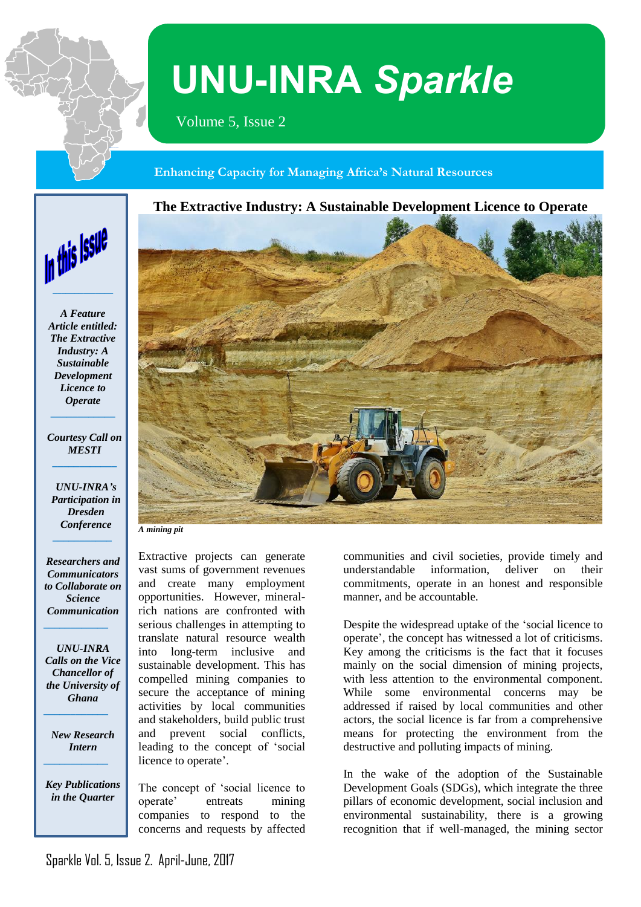# UNU-INRA *Sparkle*

Volume 5, Issue 2

**Enhancing Capacity for Managing Africa's Natural Resources**

## In this Issue

*A Feature Article entitled: The Extractive Industry: A Sustainable Development Licence to Operate*

*Courtesy Call on MESTI*

*UNU-INRA's Participation in Dresden Conference*

*Researchers and Communicators to Collaborate on Science Communication*

*UNU-INRA Calls on the Vice Chancellor of the University of Ghana*

*New Research Intern*

*Key Publications in the Quarter*

## The Extractive Industry: A Sustainable Development Licence to Operate

*A mining pit*

Extractive projects can generate vast sums of government revenues and create many employment opportunities. However, mineral-rich nations are confronted with serious challenges in attempting to translate natural resource wealth into long-term inclusive and sustainable development. This has compelled mining companies to secure the acceptance of mining activities by local communities and stakeholders, build public trust and prevent social conflicts, leading to the concept of 'social licence to operate'.

The concept of 'social licence to operate' entreats mining companies to respond to the concerns and requests by affected communities and civil societies, provide timely and understandable information, deliver on their commitments, operate in an honest and responsible manner, and be accountable.

Despite the widespread uptake of the 'social licence to operate', the concept has witnessed a lot of criticisms. Key among the criticisms is the fact that it focuses mainly on the social dimension of mining projects, with less attention to the environmental component. While some environmental concerns may be addressed if raised by local communities and other actors, the social licence is far from a comprehensive means for protecting the environment from the destructive and polluting impacts of mining.

In the wake of the adoption of the Sustainable Development Goals (SDGs), which integrate the three pillars of economic development, social inclusion and environmental sustainability, there is a growing recognition that if well-managed, the mining sector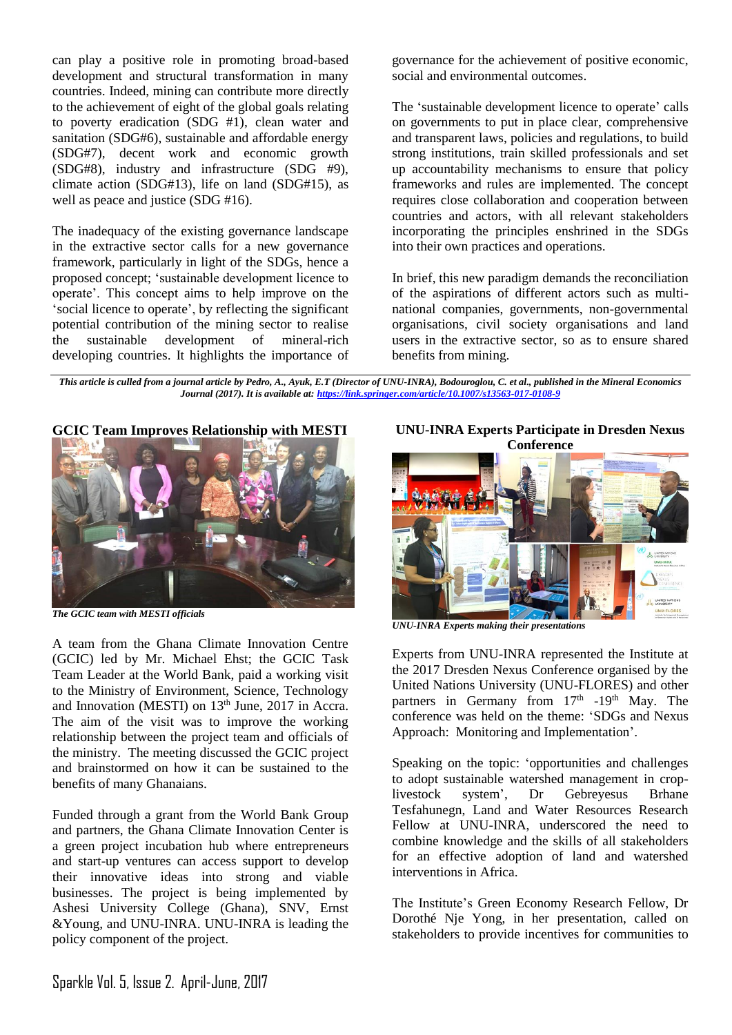can play a positive role in promoting broad-based development and structural transformation in many countries. Indeed, mining can contribute more directly to the achievement of eight of the global goals relating to poverty eradication (SDG #1), clean water and sanitation (SDG#6), sustainable and affordable energy (SDG#7), decent work and economic growth (SDG#8), industry and infrastructure (SDG #9), climate action (SDG#13), life on land (SDG#15), as well as peace and justice (SDG #16).

The inadequacy of the existing governance landscape in the extractive sector calls for a new governance framework, particularly in light of the SDGs, hence a proposed concept; 'sustainable development licence to operate'. This concept aims to help improve on the 'social licence to operate', by reflecting the significant potential contribution of the mining sector to realise the sustainable development of mineral-rich developing countries. It highlights the importance of governance for the achievement of positive economic, social and environmental outcomes.

The 'sustainable development licence to operate' calls on governments to put in place clear, comprehensive and transparent laws, policies and regulations, to build strong institutions, train skilled professionals and set up accountability mechanisms to ensure that policy frameworks and rules are implemented. The concept requires close collaboration and cooperation between countries and actors, with all relevant stakeholders incorporating the principles enshrined in the SDGs into their own practices and operations.

In brief, this new paradigm demands the reconciliation of the aspirations of different actors such as multi-national companies, governments, non-governmental organisations, civil society organisations and land users in the extractive sector, so as to ensure shared benefits from mining.

***This article is culled from a journal article by Pedro, A., Ayuk, E.T (Director of UNU-INRA), Bodouroglou, C. et al., published in the Mineral Economics Journal (2017). It is available at: https://link.springer.com/article/10.1007/s13563-017-0108-9***

## GCIC Team Improves Relationship with MESTI

*The GCIC team with MESTI officials*

A team from the Ghana Climate Innovation Centre (GCIC) led by Mr. Michael Ehst; the GCIC Task Team Leader at the World Bank, paid a working visit to the Ministry of Environment, Science, Technology and Innovation (MESTI) on 13th June, 2017 in Accra. The aim of the visit was to improve the working relationship between the project team and officials of the ministry. The meeting discussed the GCIC project and brainstormed on how it can be sustained to the benefits of many Ghanaians.

Funded through a grant from the World Bank Group and partners, the Ghana Climate Innovation Center is a green project incubation hub where entrepreneurs and start-up ventures can access support to develop their innovative ideas into strong and viable businesses. The project is being implemented by Ashesi University College (Ghana), SNV, Ernst &Young, and UNU-INRA. UNU-INRA is leading the policy component of the project.

## UNU-INRA Experts Participate in Dresden Nexus Conference

*UNU-INRA Experts making their presentations*

Experts from UNU-INRA represented the Institute at the 2017 Dresden Nexus Conference organised by the United Nations University (UNU-FLORES) and other partners in Germany from 17th -19th May. The conference was held on the theme: 'SDGs and Nexus Approach: Monitoring and Implementation'.

Speaking on the topic: 'opportunities and challenges to adopt sustainable watershed management in crop-livestock system', Dr Gebreyesus Brhane Tesfahunegn, Land and Water Resources Research Fellow at UNU-INRA, underscored the need to combine knowledge and the skills of all stakeholders for an effective adoption of land and watershed interventions in Africa.

The Institute's Green Economy Research Fellow, Dr Dorothé Nje Yong, in her presentation, called on stakeholders to provide incentives for communities to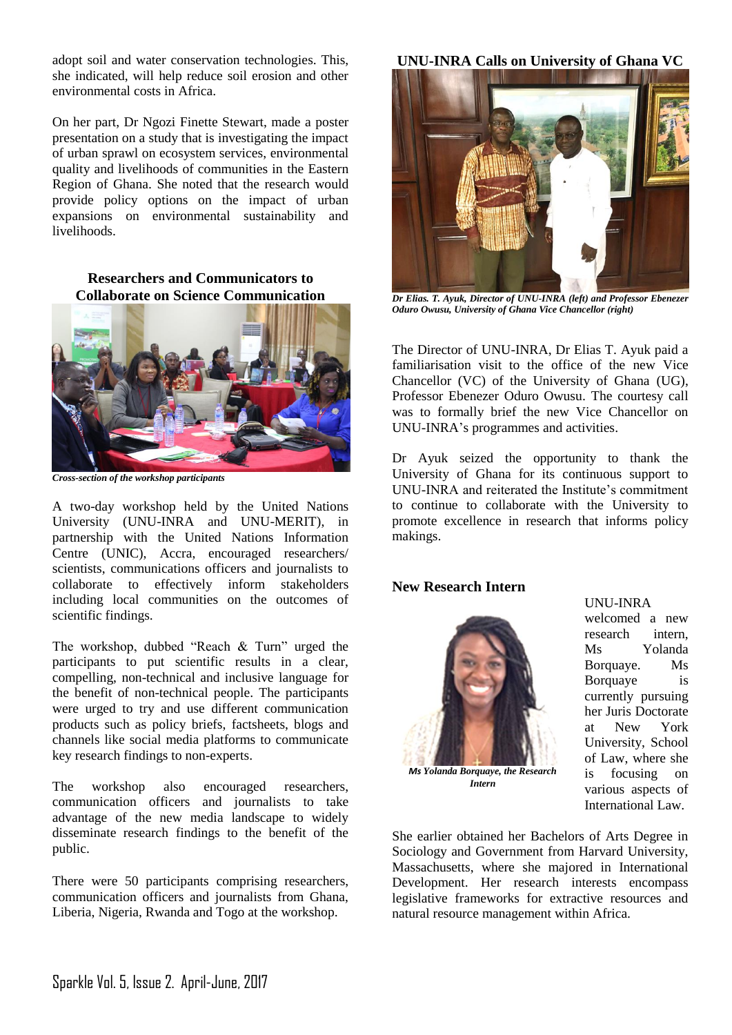adopt soil and water conservation technologies. This, she indicated, will help reduce soil erosion and other environmental costs in Africa.

On her part, Dr Ngozi Finette Stewart, made a poster presentation on a study that is investigating the impact of urban sprawl on ecosystem services, environmental quality and livelihoods of communities in the Eastern Region of Ghana. She noted that the research would provide policy options on the impact of urban expansions on environmental sustainability and livelihoods.

## Researchers and Communicators to Collaborate on Science Communication

*Cross-section of the workshop participants*

A two-day workshop held by the United Nations University (UNU-INRA and UNU-MERIT), in partnership with the United Nations Information Centre (UNIC), Accra, encouraged researchers/ scientists, communications officers and journalists to collaborate to effectively inform stakeholders including local communities on the outcomes of scientific findings.

The workshop, dubbed "Reach & Turn" urged the participants to put scientific results in a clear, compelling, non-technical and inclusive language for the benefit of non-technical people. The participants were urged to try and use different communication products such as policy briefs, factsheets, blogs and channels like social media platforms to communicate key research findings to non-experts.

The workshop also encouraged researchers, communication officers and journalists to take advantage of the new media landscape to widely disseminate research findings to the benefit of the public.

There were 50 participants comprising researchers, communication officers and journalists from Ghana, Liberia, Nigeria, Rwanda and Togo at the workshop.

## UNU-INRA Calls on University of Ghana VC

*Dr Elias. T. Ayuk, Director of UNU-INRA (left) and Professor Ebenezer Oduro Owusu, University of Ghana Vice Chancellor (right)*

The Director of UNU-INRA, Dr Elias T. Ayuk paid a familiarisation visit to the office of the new Vice Chancellor (VC) of the University of Ghana (UG), Professor Ebenezer Oduro Owusu. The courtesy call was to formally brief the new Vice Chancellor on UNU-INRA's programmes and activities.

Dr Ayuk seized the opportunity to thank the University of Ghana for its continuous support to UNU-INRA and reiterated the Institute's commitment to continue to collaborate with the University to promote excellence in research that informs policy makings.

## New Research Intern

*Ms Yolanda Borquaye, the Research Intern*

UNU-INRA welcomed a new research intern, Ms Yolanda Borquaye. Ms Borquaye is currently pursuing her Juris Doctorate at New York University, School of Law, where she is focusing on various aspects of International Law.

She earlier obtained her Bachelors of Arts Degree in Sociology and Government from Harvard University, Massachusetts, where she majored in International Development. Her research interests encompass legislative frameworks for extractive resources and natural resource management within Africa.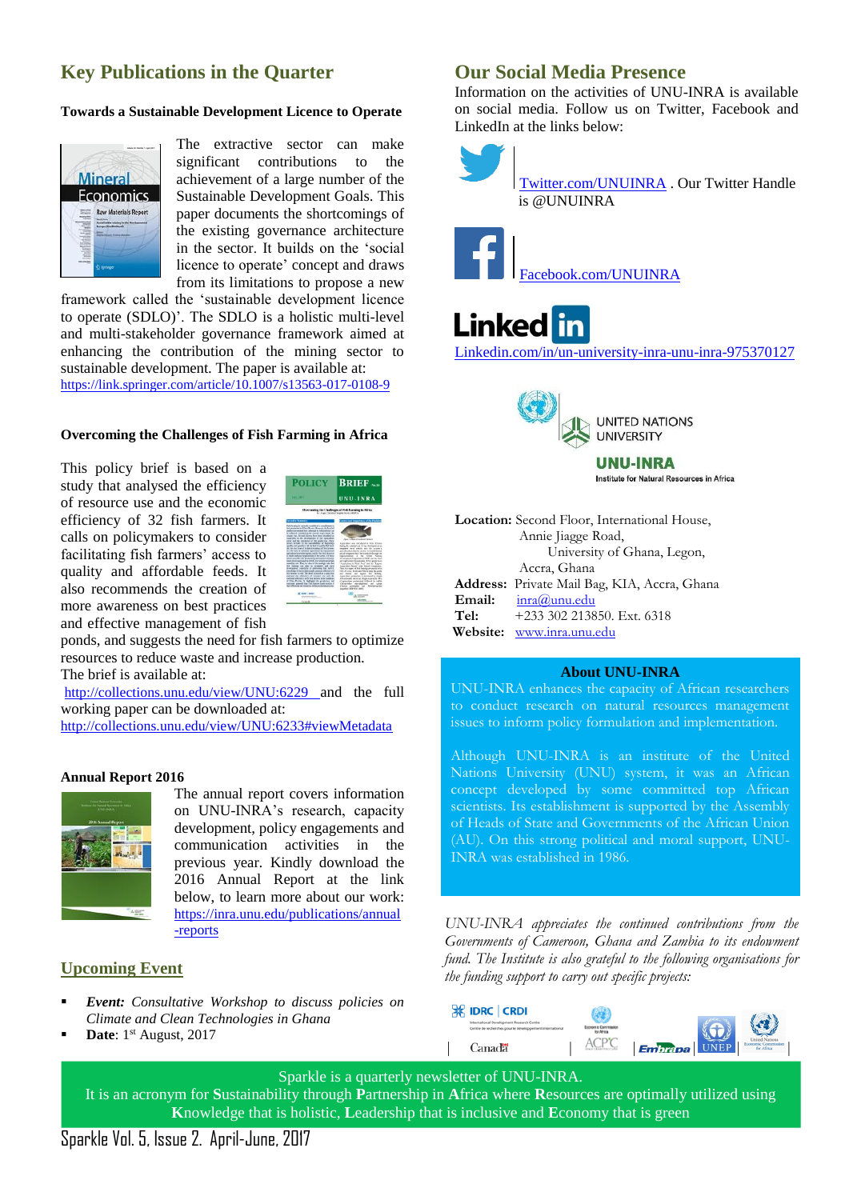## Key Publications in the Quarter

**Towards a Sustainable Development Licence to Operate**

The extractive sector can make significant contributions to the achievement of a large number of the Sustainable Development Goals. This paper documents the shortcomings of the existing governance architecture in the sector. It builds on the 'social licence to operate' concept and draws from its limitations to propose a new framework called the 'sustainable development licence to operate (SDLO)'. The SDLO is a holistic multi-level and multi-stakeholder governance framework aimed at enhancing the contribution of the mining sector to sustainable development. The paper is available at: https://link.springer.com/article/10.1007/s13563-017-0108-9

**Overcoming the Challenges of Fish Farming in Africa**

This policy brief is based on a study that analysed the efficiency of resource use and the economic efficiency of 32 fish farmers. It calls on policymakers to consider facilitating fish farmers' access to quality and affordable feeds. It also recommends the creation of more awareness on best practices and effective management of fish ponds, and suggests the need for fish farmers to optimize resources to reduce waste and increase production. The brief is available at:
http://collections.unu.edu/view/UNU:6229 and the full working paper can be downloaded at:
http://collections.unu.edu/view/UNU:6233#viewMetadata

**Annual Report 2016**

The annual report covers information on UNU-INRA's research, capacity development, policy engagements and communication activities in the previous year. Kindly download the 2016 Annual Report at the link below, to learn more about our work: https://inra.unu.edu/publications/annual-reports

## Upcoming Event

- ***Event:*** *Consultative Workshop to discuss policies on Climate and Clean Technologies in Ghana*
- **Date**: 1st August, 2017

## Our Social Media Presence

Information on the activities of UNU-INRA is available on social media. Follow us on Twitter, Facebook and LinkedIn at the links below:

Twitter.com/UNUINRA . Our Twitter Handle is @UNUINRA

Facebook.com/UNUINRA

Linkedin.com/in/un-university-inra-unu-inra-975370127

UNITED NATIONS UNIVERSITY
UNU-INRA
Institute for Natural Resources in Africa

**Location:** Second Floor, International House, Annie Jiagge Road, University of Ghana, Legon, Accra, Ghana
**Address:** Private Mail Bag, KIA, Accra, Ghana
**Email:** inra@unu.edu
**Tel:** +233 302 213850. Ext. 6318
**Website:** www.inra.unu.edu

**About UNU-INRA**

UNU-INRA enhances the capacity of African researchers to conduct research on natural resources management issues to inform policy formulation and implementation.

Although UNU-INRA is an institute of the United Nations University (UNU) system, it was an African concept developed by some committed top African scientists. Its establishment is supported by the Assembly of Heads of State and Governments of the African Union (AU). On this strong political and moral support, UNU-INRA was established in 1986.

*UNU-INRA appreciates the continued contributions from the Governments of Cameroon, Ghana and Zambia to its endowment fund. The Institute is also grateful to the following organisations for the funding support to carry out specific projects:*

IDRC | CRDI — Canada; ACPC; Embrapa; UNEP; United Nations Economic Commission for Africa

Sparkle is a quarterly newsletter of UNU-INRA.
It is an acronym for **S**ustainability through **P**artnership in **A**frica where **R**esources are optimally utilized using **K**nowledge that is holistic, **L**eadership that is inclusive and **E**conomy that is green

Sparkle Vol. 5, Issue 2. April-June, 2017